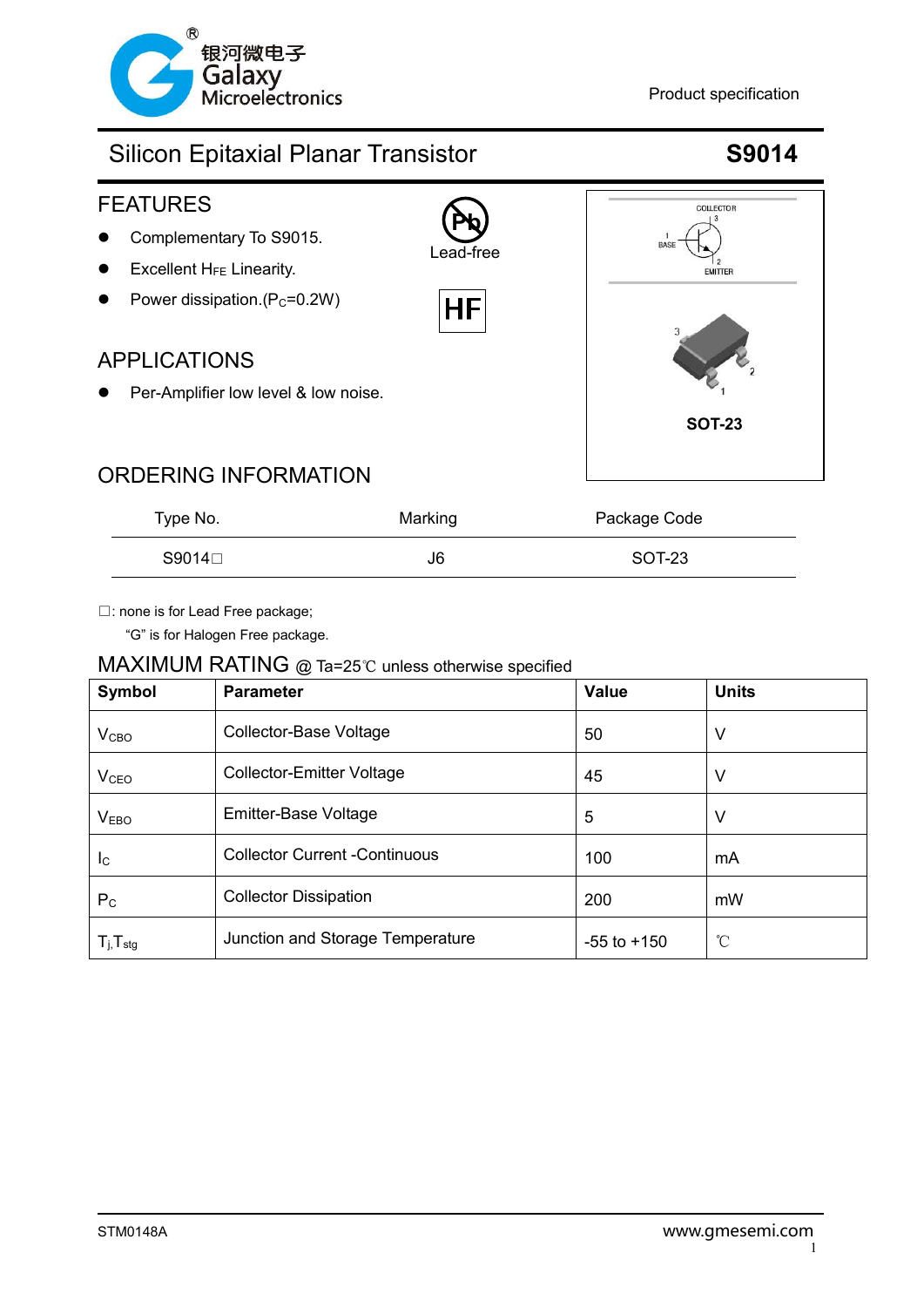银河微电子
Galaxy
Microelectronics

Product specification

# Silicon Epitaxial Planar Transistor **S9014**

## FEATURES

- Complementary To S9015.
- Excellent $H_{FE}$ Linearity.
- Power dissipation.($P_C$=0.2W)

Lead-free

HF

COLLECTOR 3
1 BASE
2 EMITTER

SOT-23

## APPLICATIONS

- Per-Amplifier low level & low noise.

## ORDERING INFORMATION

| Type No. | Marking | Package Code |
|---|---|---|
| S9014□ | J6 | SOT-23 |

□: none is for Lead Free package;
"G" is for Halogen Free package.

## MAXIMUM RATING @ Ta=25℃ unless otherwise specified

| Symbol | Parameter | Value | Units |
|---|---|---|---|
| $V_{CBO}$ | Collector-Base Voltage | 50 | V |
| $V_{CEO}$ | Collector-Emitter Voltage | 45 | V |
| $V_{EBO}$ | Emitter-Base Voltage | 5 | V |
| $I_C$ | Collector Current -Continuous | 100 | mA |
| $P_C$ | Collector Dissipation | 200 | mW |
| $T_j$,$T_{stg}$ | Junction and Storage Temperature | -55 to +150 | ℃ |

STM0148A

www.gmesemi.com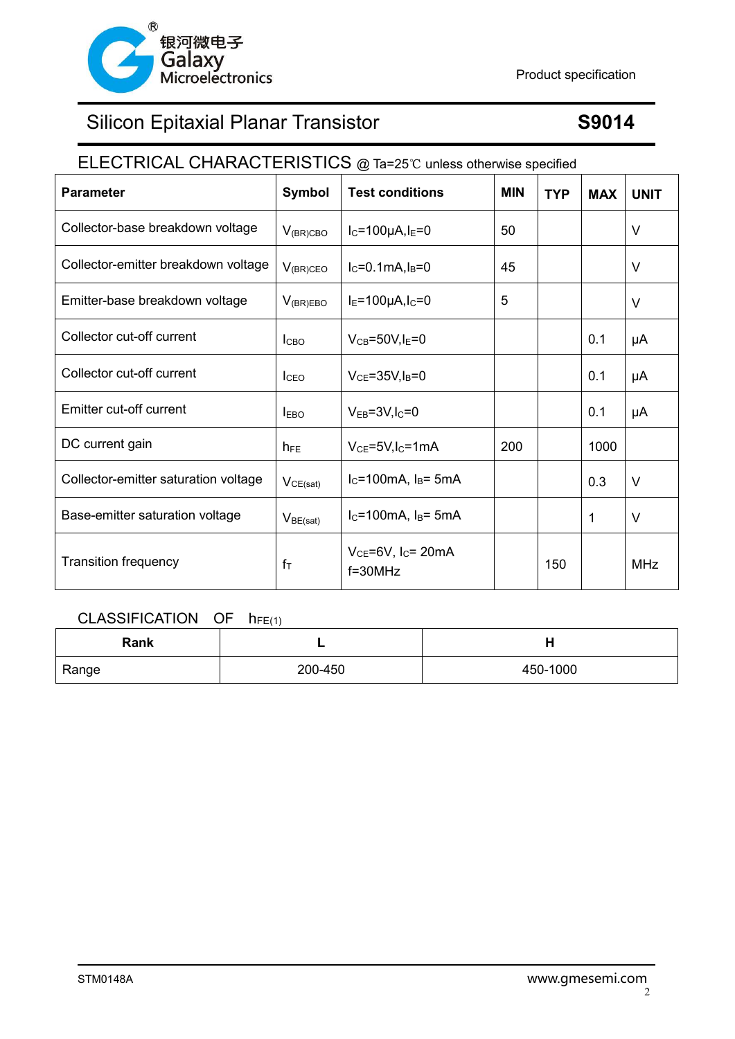# Silicon Epitaxial Planar Transistor **S9014**

## ELECTRICAL CHARACTERISTICS @ Ta=25℃ unless otherwise specified

| Parameter | Symbol | Test conditions | MIN | TYP | MAX | UNIT |
|---|---|---|---|---|---|---|
| Collector-base breakdown voltage | $V_{(BR)CBO}$ | $I_C$=100μA,$I_E$=0 | 50 | | | V |
| Collector-emitter breakdown voltage | $V_{(BR)CEO}$ | $I_C$=0.1mA,$I_B$=0 | 45 | | | V |
| Emitter-base breakdown voltage | $V_{(BR)EBO}$ | $I_E$=100μA,$I_C$=0 | 5 | | | V |
| Collector cut-off current | $I_{CBO}$ | $V_{CB}$=50V,$I_E$=0 | | | 0.1 | μA |
| Collector cut-off current | $I_{CEO}$ | $V_{CE}$=35V,$I_B$=0 | | | 0.1 | μA |
| Emitter cut-off current | $I_{EBO}$ | $V_{EB}$=3V,$I_C$=0 | | | 0.1 | μA |
| DC current gain | $h_{FE}$ | $V_{CE}$=5V,$I_C$=1mA | 200 | | 1000 | |
| Collector-emitter saturation voltage | $V_{CE(sat)}$ | $I_C$=100mA, $I_B$= 5mA | | | 0.3 | V |
| Base-emitter saturation voltage | $V_{BE(sat)}$ | $I_C$=100mA, $I_B$= 5mA | | | 1 | V |
| Transition frequency | $f_T$ | $V_{CE}$=6V, $I_C$= 20mA f=30MHz | | 150 | | MHz |

## CLASSIFICATION OF $h_{FE(1)}$

| Rank | L | H |
|---|---|---|
| Range | 200-450 | 450-1000 |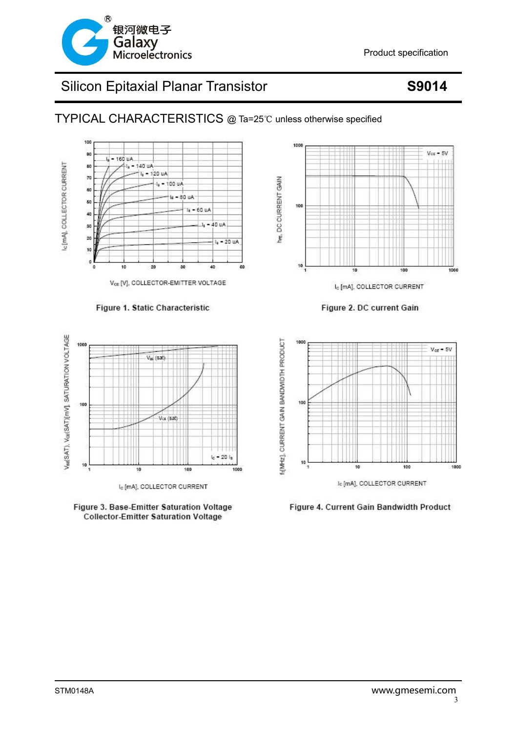# Silicon Epitaxial Planar Transistor **S9014**

## TYPICAL CHARACTERISTICS @ Ta=25℃ unless otherwise specified

Figure 1. Static Characteristic

Figure 2. DC current Gain

Figure 3. Base-Emitter Saturation Voltage
Collector-Emitter Saturation Voltage

Figure 4. Current Gain Bandwidth Product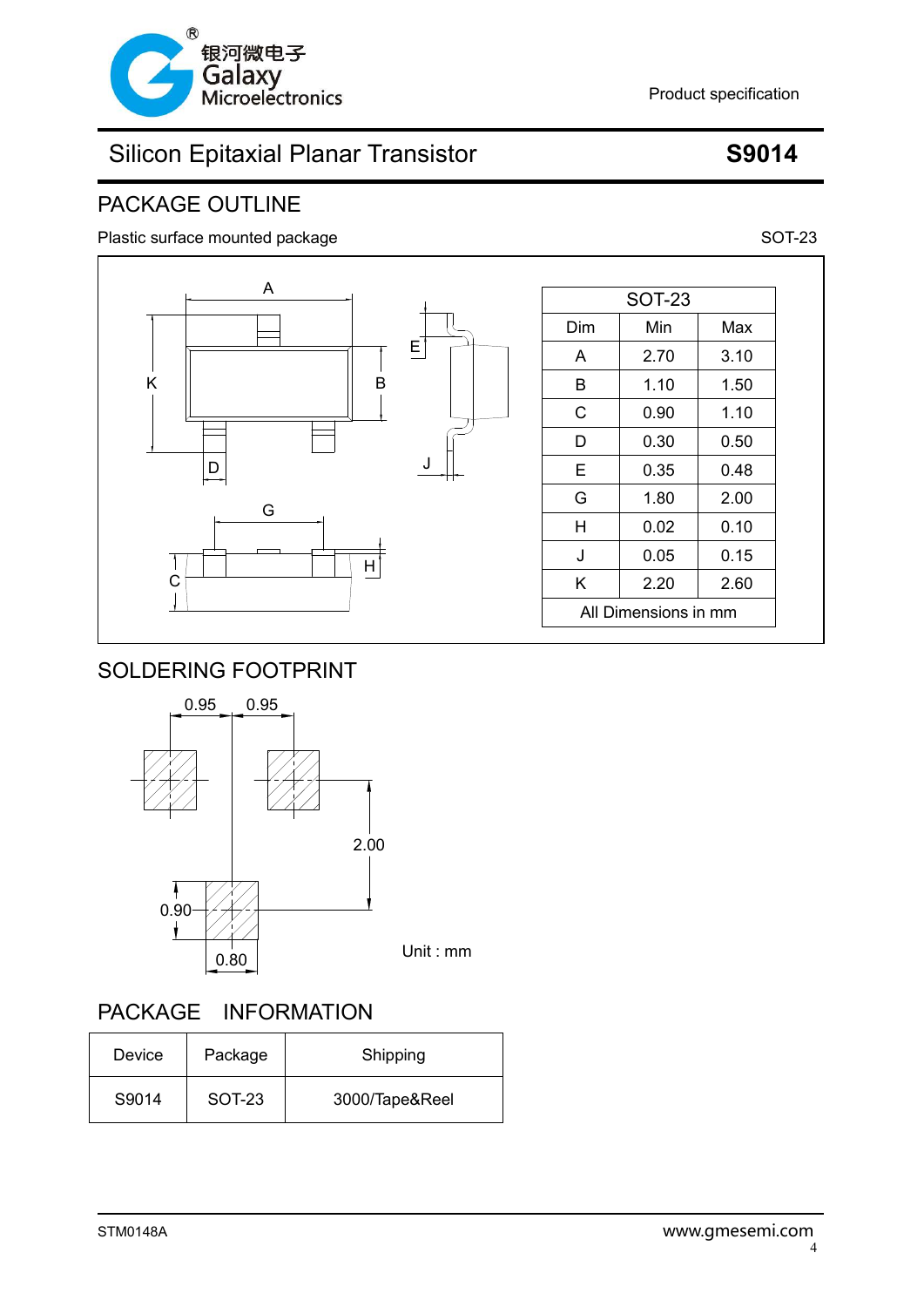Silicon Epitaxial Planar Transistor **S9014**

## PACKAGE OUTLINE

Plastic surface mounted package SOT-23

A
K
B
E
D
J
G
C
H

| SOT-23 | | |
|---|---|---|
| Dim | Min | Max |
| A | 2.70 | 3.10 |
| B | 1.10 | 1.50 |
| C | 0.90 | 1.10 |
| D | 0.30 | 0.50 |
| E | 0.35 | 0.48 |
| G | 1.80 | 2.00 |
| H | 0.02 | 0.10 |
| J | 0.05 | 0.15 |
| K | 2.20 | 2.60 |
| All Dimensions in mm | | |

## SOLDERING FOOTPRINT

0.95 0.95

2.00

0.90

0.80

Unit : mm

## PACKAGE INFORMATION

| Device | Package | Shipping |
|---|---|---|
| S9014 | SOT-23 | 3000/Tape&Reel |

STM0148A